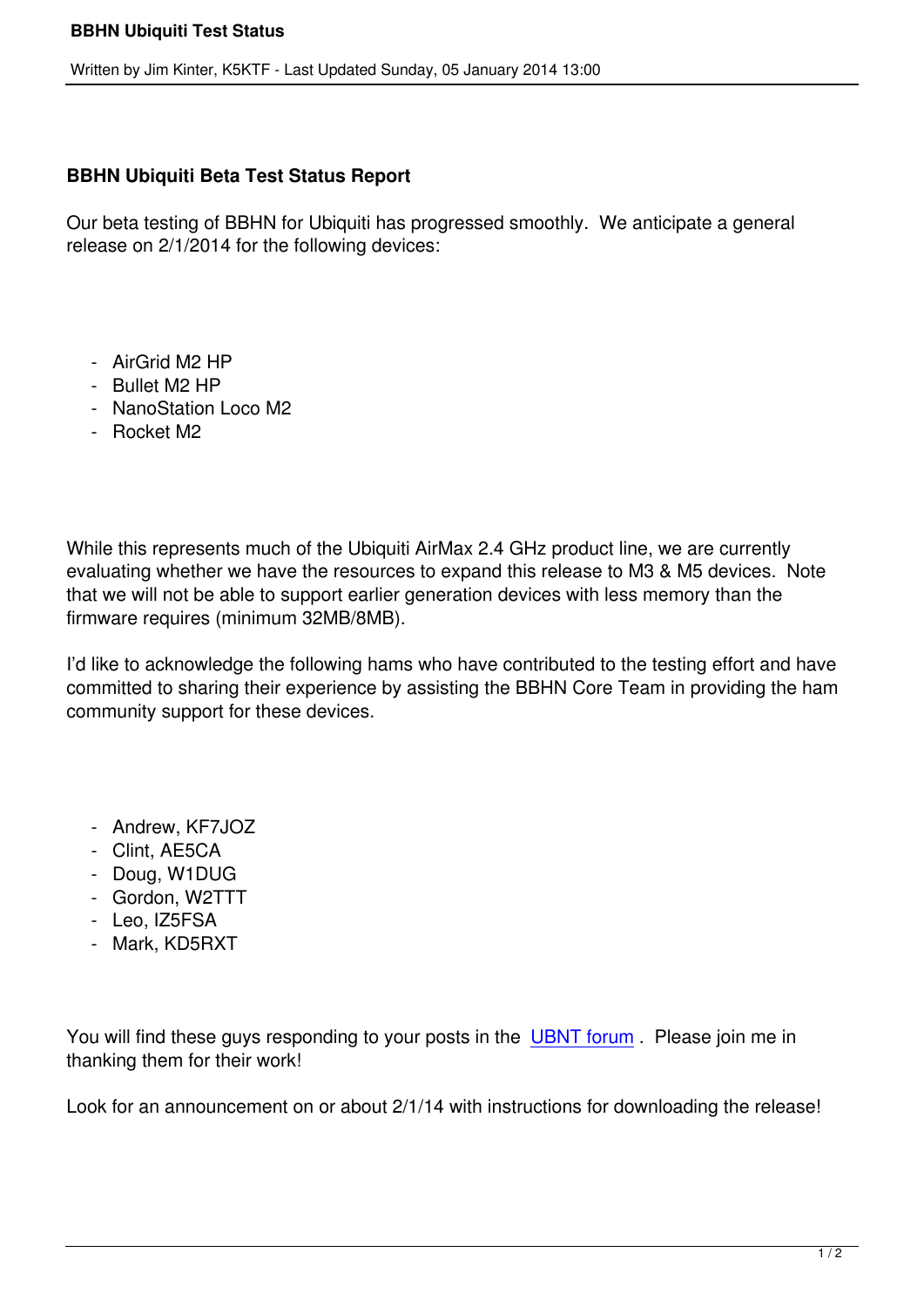## BBHN Ubiquiti Beta Test Status Report

Our beta testing of BBHN for Ubiquiti has progressed smoothly. We anticipate a general release on 2/1/2014 for the following devices:

- AirGrid M2 HP
- Bullet M2 HP
- NanoStation Loco M2
- Rocket M2

While this represents much of the Ubiquiti AirMax 2.4 GHz product line, we are currently evaluating whether we have the resources to expand this release to M3 & M5 devices. Note that we will not be able to support earlier generation devices with less memory than the firmware requires (minimum 32MB/8MB).

I'd like to acknowledge the following hams who have contributed to the testing effort and have committed to sharing their experience by assisting the BBHN Core Team in providing the ham community support for these devices.

- Andrew, KF7JOZ
- Clint, AE5CA
- Doug, W1DUG
- Gordon, W2TTT
- Leo, IZ5FSA
- Mark, KD5RXT

You will find these guys responding to your posts in the UBNT forum. Please join me in thanking them for their work!

Look for an announcement on or about 2/1/14 with instructions for downloading the release!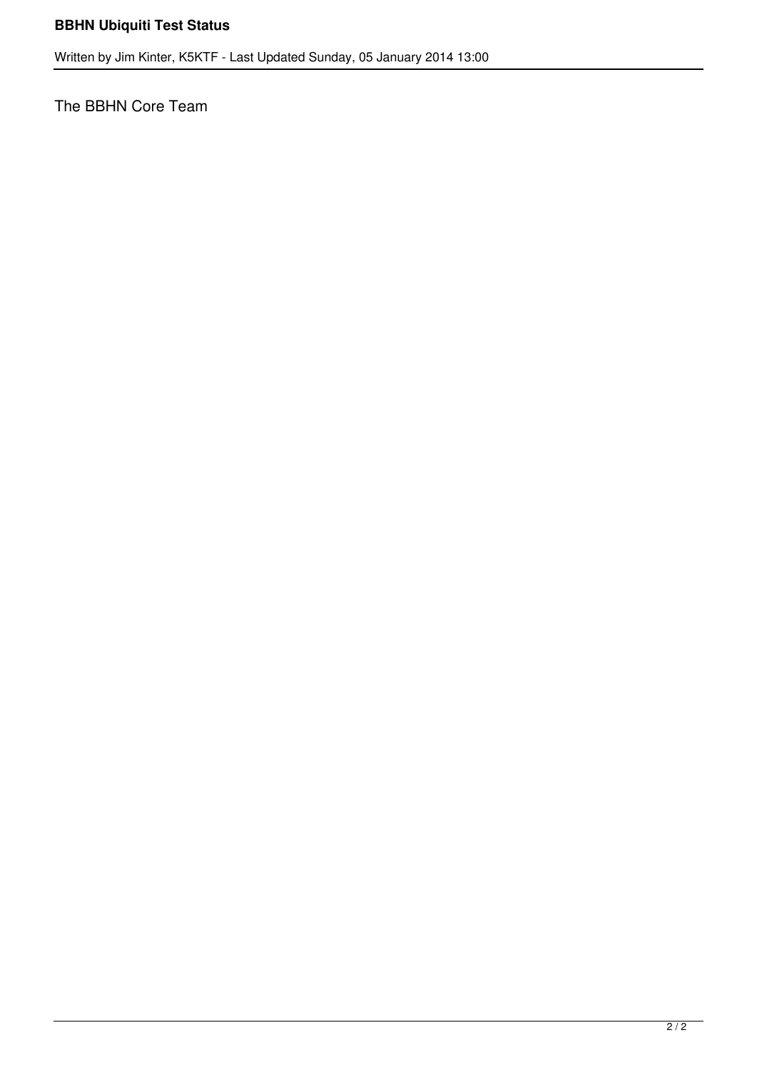The BBHN Core Team